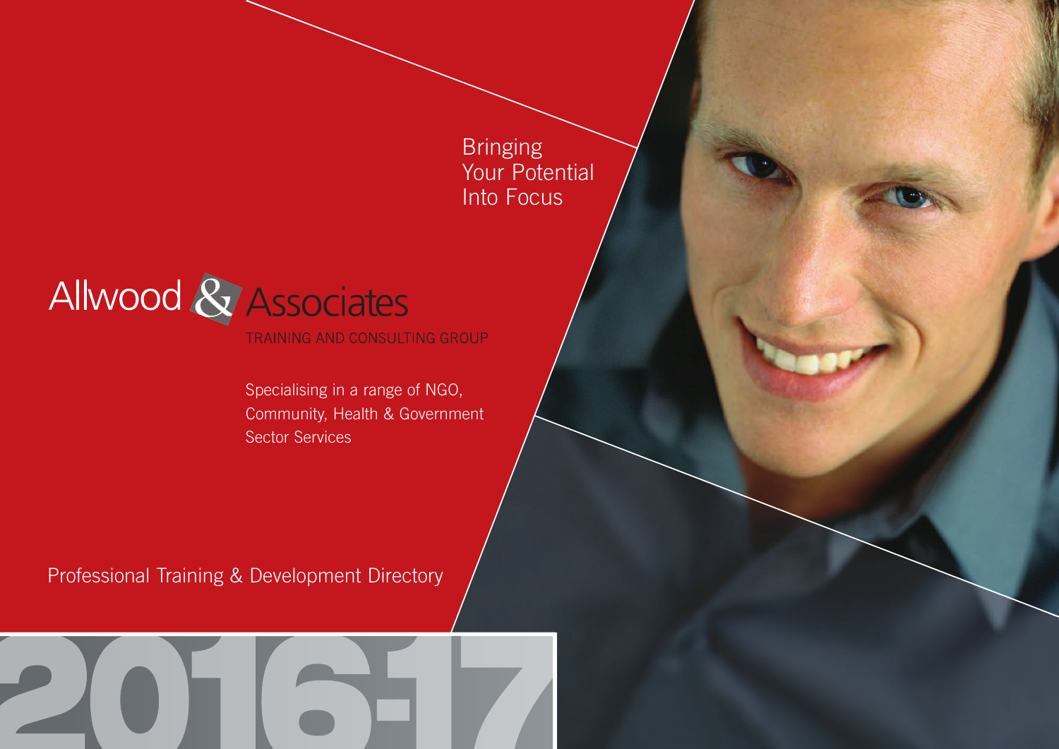Bringing
Your Potential
Into Focus

# Allwood & Associates

TRAINING AND CONSULTING GROUP

Specialising in a range of NGO, Community, Health & Government Sector Services

## Professional Training & Development Directory

# 2016-17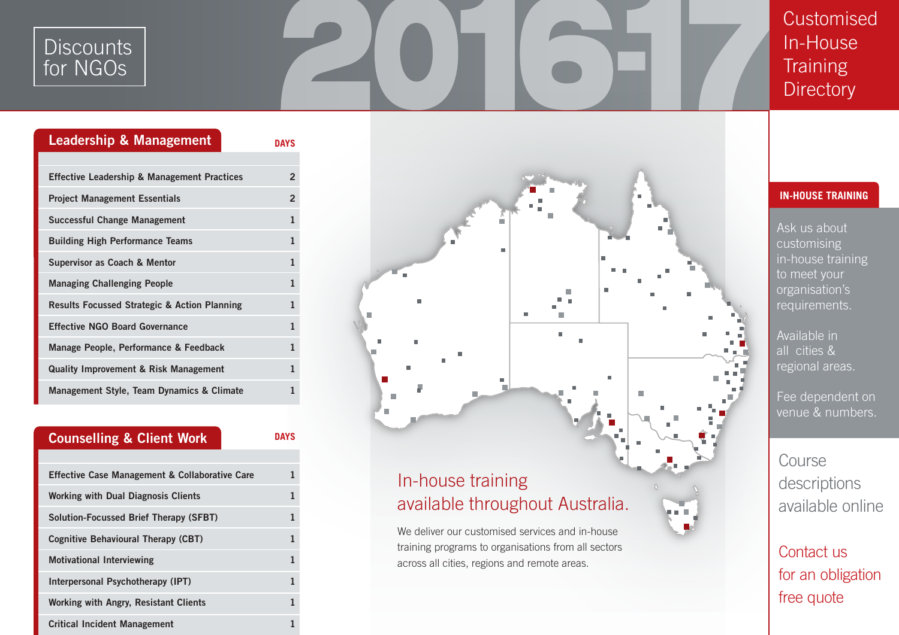# Discounts for NGOs

# 2016-17

# Customised In-House Training Directory

## Leadership & Management

| Course | DAYS |
|---|---|
| Effective Leadership & Management Practices | 2 |
| Project Management Essentials | 2 |
| Successful Change Management | 1 |
| Building High Performance Teams | 1 |
| Supervisor as Coach & Mentor | 1 |
| Managing Challenging People | 1 |
| Results Focussed Strategic & Action Planning | 1 |
| Effective NGO Board Governance | 1 |
| Manage People, Performance & Feedback | 1 |
| Quality Improvement & Risk Management | 1 |
| Management Style, Team Dynamics & Climate | 1 |

## Counselling & Client Work

| Course | DAYS |
|---|---|
| Effective Case Management & Collaborative Care | 1 |
| Working with Dual Diagnosis Clients | 1 |
| Solution-Focussed Brief Therapy (SFBT) | 1 |
| Cognitive Behavioural Therapy (CBT) | 1 |
| Motivational Interviewing | 1 |
| Interpersonal Psychotherapy (IPT) | 1 |
| Working with Angry, Resistant Clients | 1 |
| Critical Incident Management | 1 |

## In-house training available throughout Australia.

We deliver our customised services and in-house training programs to organisations from all sectors across all cities, regions and remote areas.

## IN-HOUSE TRAINING

Ask us about customising in-house training to meet your organisation's requirements.

Available in all cities & regional areas.

Fee dependent on venue & numbers.

Course descriptions available online

Contact us for an obligation free quote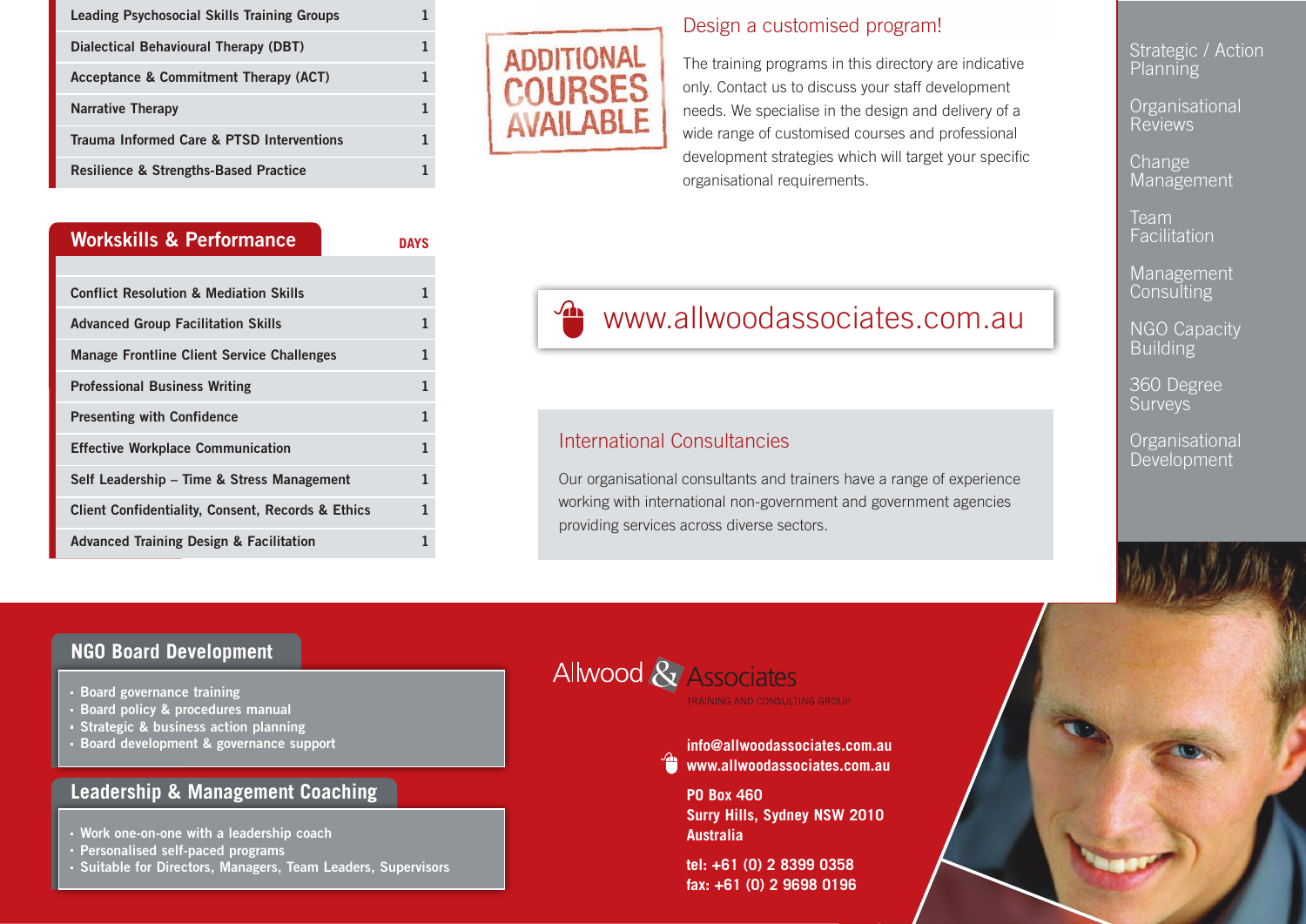| | |
|---|---|
| Leading Psychosocial Skills Training Groups | 1 |
| Dialectical Behavioural Therapy (DBT) | 1 |
| Acceptance & Commitment Therapy (ACT) | 1 |
| Narrative Therapy | 1 |
| Trauma Informed Care & PTSD Interventions | 1 |
| Resilience & Strengths-Based Practice | 1 |

## Workskills & Performance

| | DAYS |
|---|---|
| Conflict Resolution & Mediation Skills | 1 |
| Advanced Group Facilitation Skills | 1 |
| Manage Frontline Client Service Challenges | 1 |
| Professional Business Writing | 1 |
| Presenting with Confidence | 1 |
| Effective Workplace Communication | 1 |
| Self Leadership – Time & Stress Management | 1 |
| Client Confidentiality, Consent, Records & Ethics | 1 |
| Advanced Training Design & Facilitation | 1 |

ADDITIONAL COURSES AVAILABLE

## Design a customised program!

The training programs in this directory are indicative only. Contact us to discuss your staff development needs. We specialise in the design and delivery of a wide range of customised courses and professional development strategies which will target your specific organisational requirements.

www.allwoodassociates.com.au

## International Consultancies

Our organisational consultants and trainers have a range of experience working with international non-government and government agencies providing services across diverse sectors.

- Strategic / Action Planning
- Organisational Reviews
- Change Management
- Team Facilitation
- Management Consulting
- NGO Capacity Building
- 360 Degree Surveys
- Organisational Development

## NGO Board Development

- Board governance training
- Board policy & procedures manual
- Strategic & business action planning
- Board development & governance support

## Leadership & Management Coaching

- Work one-on-one with a leadership coach
- Personalised self-paced programs
- Suitable for Directors, Managers, Team Leaders, Supervisors

Allwood & Associates
TRAINING AND CONSULTING GROUP

**info@allwoodassociates.com.au**
**www.allwoodassociates.com.au**

**PO Box 460**
**Surry Hills, Sydney NSW 2010**
**Australia**

**tel: +61 (0) 2 8399 0358**
**fax: +61 (0) 2 9698 0196**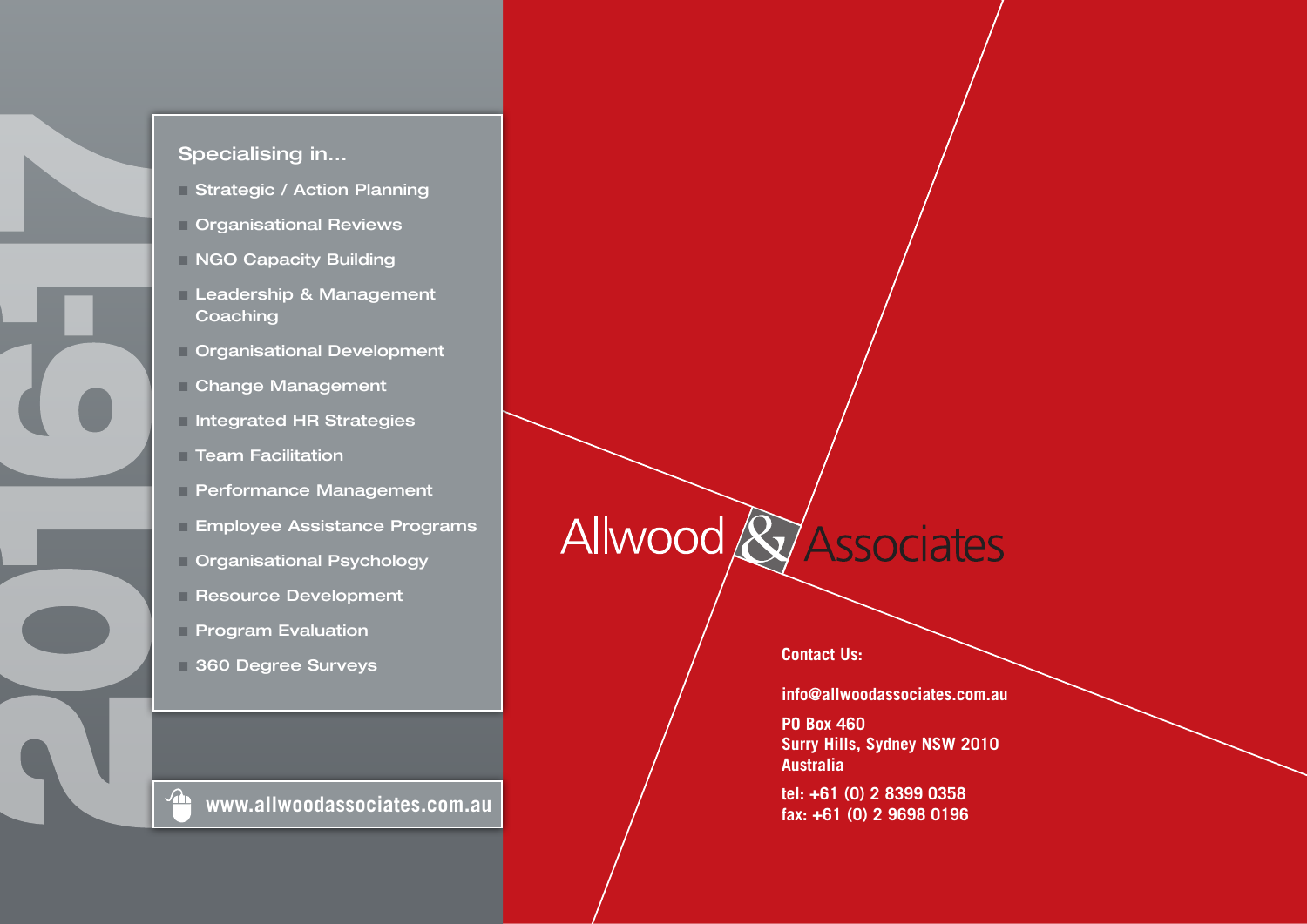2016-17

Specialising in...

- Strategic / Action Planning
- Organisational Reviews
- NGO Capacity Building
- Leadership & Management Coaching
- Organisational Development
- Change Management
- Integrated HR Strategies
- Team Facilitation
- Performance Management
- Employee Assistance Programs
- Organisational Psychology
- Resource Development
- Program Evaluation
- 360 Degree Surveys

www.allwoodassociates.com.au

# Allwood & Associates

**Contact Us:**

**info@allwoodassociates.com.au**

**PO Box 460**
**Surry Hills, Sydney NSW 2010**
**Australia**

**tel: +61 (0) 2 8399 0358**
**fax: +61 (0) 2 9698 0196**